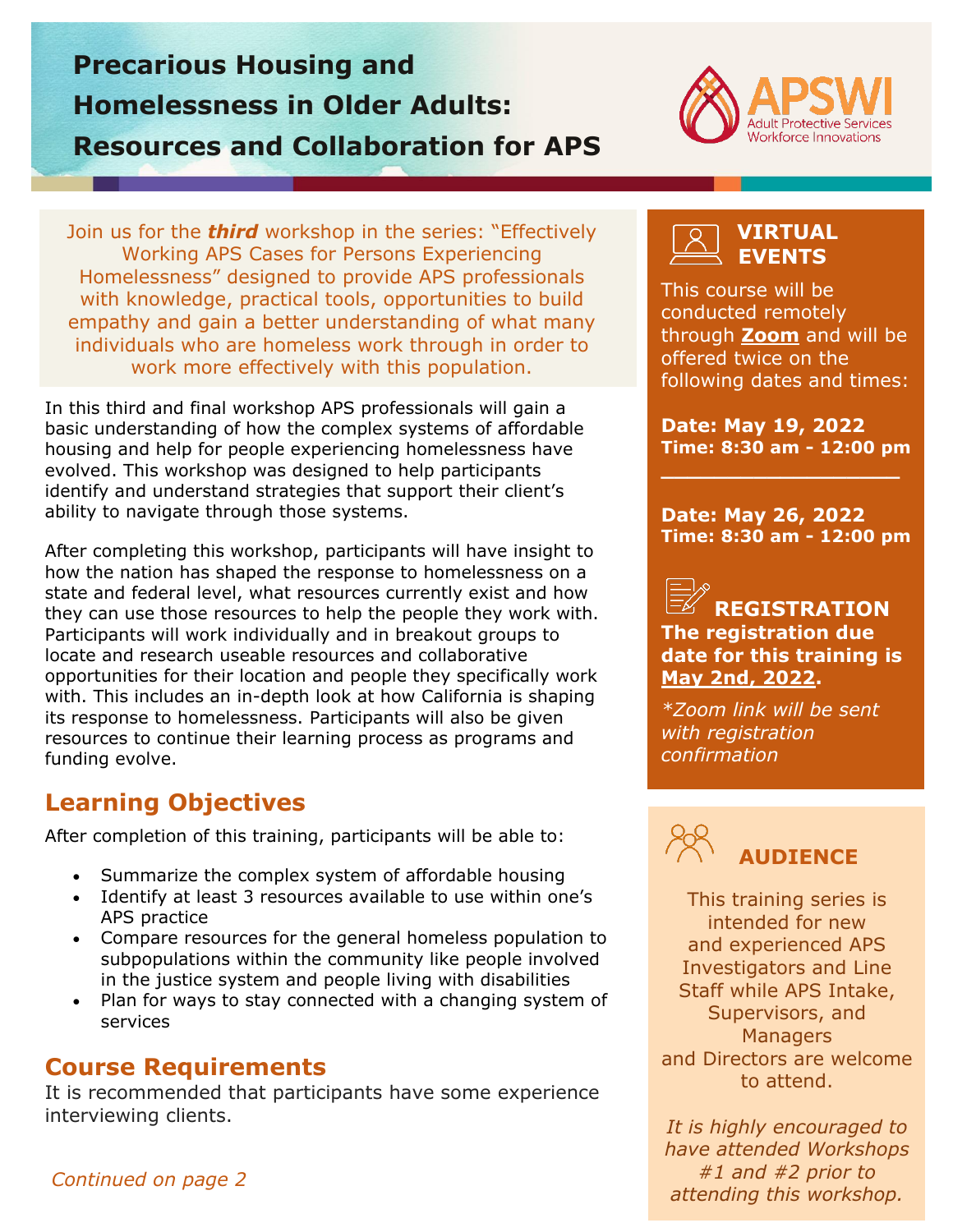# Precarious Housing and Homelessness in Older Adults: Resources and Collaboration for APS

APSWI
Adult Protective Services Workforce Innovations

Join us for the ***third*** workshop in the series: "Effectively Working APS Cases for Persons Experiencing Homelessness" designed to provide APS professionals with knowledge, practical tools, opportunities to build empathy and gain a better understanding of what many individuals who are homeless work through in order to work more effectively with this population.

In this third and final workshop APS professionals will gain a basic understanding of how the complex systems of affordable housing and help for people experiencing homelessness have evolved. This workshop was designed to help participants identify and understand strategies that support their client's ability to navigate through those systems.

After completing this workshop, participants will have insight to how the nation has shaped the response to homelessness on a state and federal level, what resources currently exist and how they can use those resources to help the people they work with. Participants will work individually and in breakout groups to locate and research useable resources and collaborative opportunities for their location and people they specifically work with. This includes an in-depth look at how California is shaping its response to homelessness. Participants will also be given resources to continue their learning process as programs and funding evolve.

## Learning Objectives

After completion of this training, participants will be able to:

- Summarize the complex system of affordable housing
- Identify at least 3 resources available to use within one's APS practice
- Compare resources for the general homeless population to subpopulations within the community like people involved in the justice system and people living with disabilities
- Plan for ways to stay connected with a changing system of services

## Course Requirements

It is recommended that participants have some experience interviewing clients.

*Continued on page 2*

## VIRTUAL EVENTS

This course will be conducted remotely through **Zoom** and will be offered twice on the following dates and times:

**Date: May 19, 2022**
**Time: 8:30 am - 12:00 pm**

**Date: May 26, 2022**
**Time: 8:30 am - 12:00 pm**

## REGISTRATION

**The registration due date for this training is May 2nd, 2022.**

*\*Zoom link will be sent with registration confirmation*

## AUDIENCE

This training series is intended for new and experienced APS Investigators and Line Staff while APS Intake, Supervisors, and Managers and Directors are welcome to attend.

*It is highly encouraged to have attended Workshops #1 and #2 prior to attending this workshop.*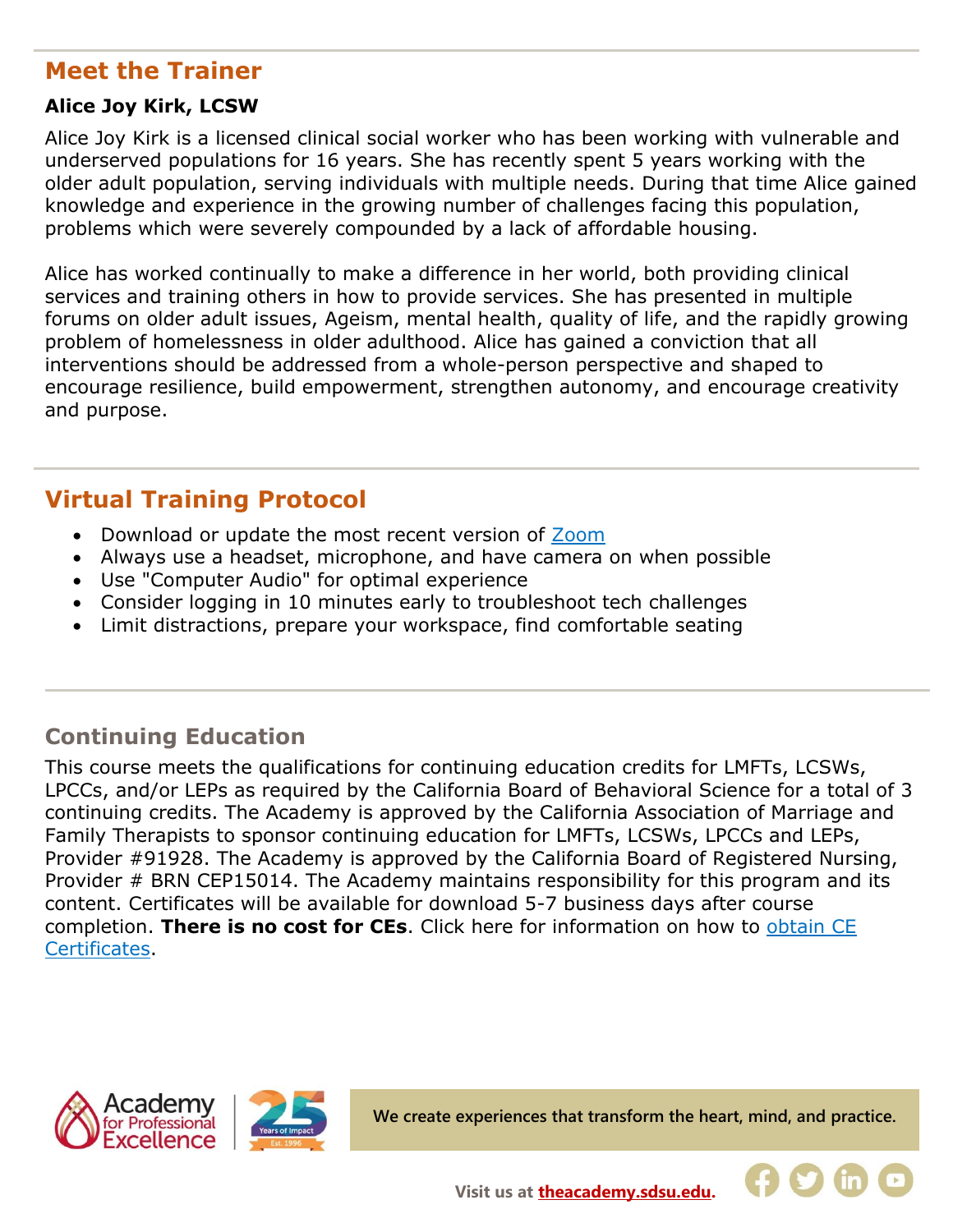## Meet the Trainer

**Alice Joy Kirk, LCSW**

Alice Joy Kirk is a licensed clinical social worker who has been working with vulnerable and underserved populations for 16 years. She has recently spent 5 years working with the older adult population, serving individuals with multiple needs. During that time Alice gained knowledge and experience in the growing number of challenges facing this population, problems which were severely compounded by a lack of affordable housing.

Alice has worked continually to make a difference in her world, both providing clinical services and training others in how to provide services. She has presented in multiple forums on older adult issues, Ageism, mental health, quality of life, and the rapidly growing problem of homelessness in older adulthood. Alice has gained a conviction that all interventions should be addressed from a whole-person perspective and shaped to encourage resilience, build empowerment, strengthen autonomy, and encourage creativity and purpose.

## Virtual Training Protocol

- Download or update the most recent version of [Zoom]()
- Always use a headset, microphone, and have camera on when possible
- Use "Computer Audio" for optimal experience
- Consider logging in 10 minutes early to troubleshoot tech challenges
- Limit distractions, prepare your workspace, find comfortable seating

### Continuing Education

This course meets the qualifications for continuing education credits for LMFTs, LCSWs, LPCCs, and/or LEPs as required by the California Board of Behavioral Science for a total of 3 continuing credits. The Academy is approved by the California Association of Marriage and Family Therapists to sponsor continuing education for LMFTs, LCSWs, LPCCs and LEPs, Provider #91928. The Academy is approved by the California Board of Registered Nursing, Provider # BRN CEP15014. The Academy maintains responsibility for this program and its content. Certificates will be available for download 5-7 business days after course completion. **There is no cost for CEs**. Click here for information on how to [obtain CE Certificates]().

Academy for Professional Excellence — 25 Years of Impact, Est. 1996

We create experiences that transform the heart, mind, and practice.

Visit us at **theacademy.sdsu.edu**.